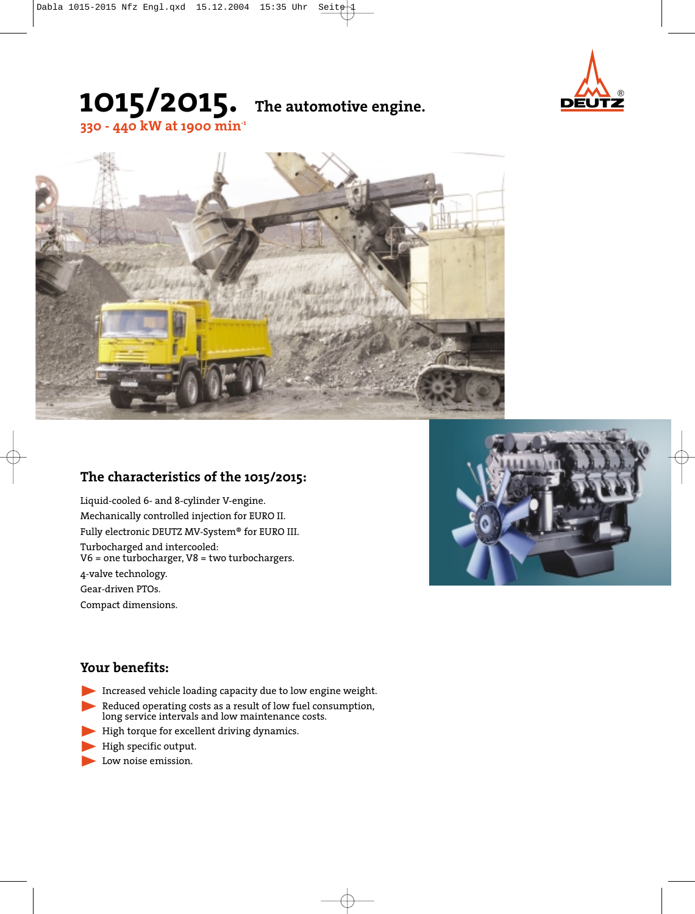# 1015/2015. The automotive engine.

330 - 440 kW at 1900 $min^{-1}$

## The characteristics of the 1015/2015:

Liquid-cooled 6- and 8-cylinder V-engine.

Mechanically controlled injection for EURO II.

Fully electronic DEUTZ MV-System® for EURO III.

Turbocharged and intercooled:
V6 = one turbocharger, V8 = two turbochargers.

4-valve technology.

Gear-driven PTOs.

Compact dimensions.

## Your benefits:

- Increased vehicle loading capacity due to low engine weight.
- Reduced operating costs as a result of low fuel consumption, long service intervals and low maintenance costs.
- High torque for excellent driving dynamics.
- High specific output.
- Low noise emission.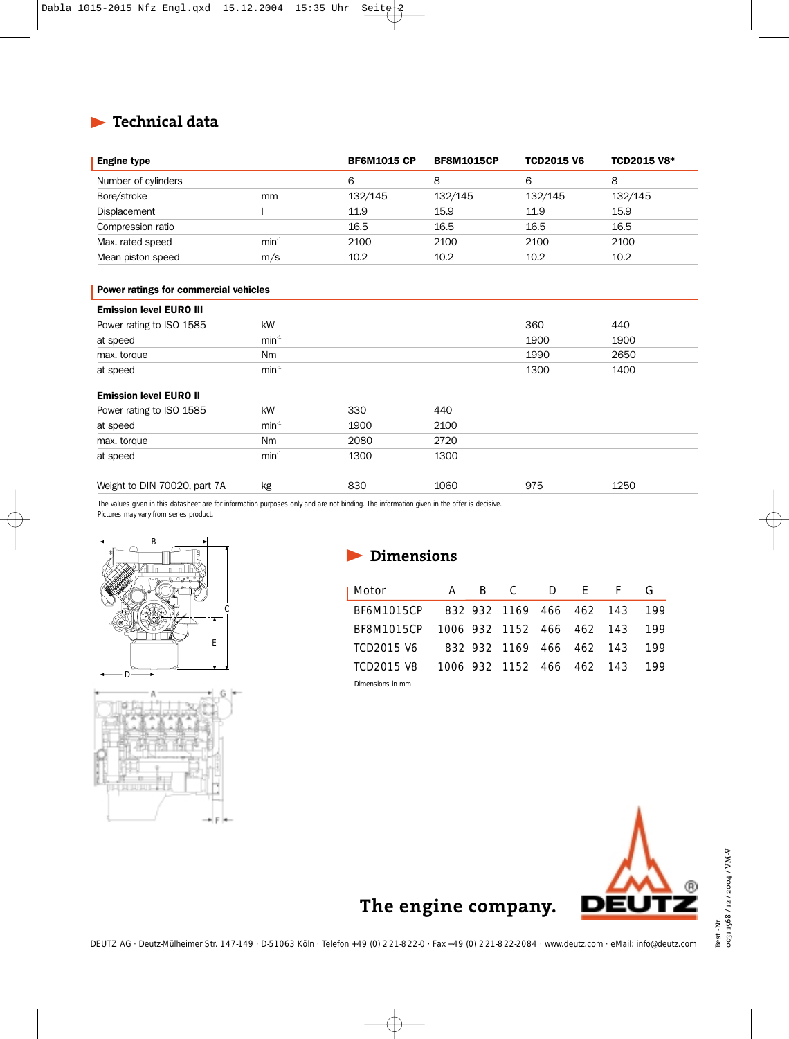## Technical data

| Engine type | | BF6M1015 CP | BF8M1015CP | TCD2015 V6 | TCD2015 V8* |
|---|---|---|---|---|---|
| Number of cylinders | | 6 | 8 | 6 | 8 |
| Bore/stroke | mm | 132/145 | 132/145 | 132/145 | 132/145 |
| Displacement | l | 11.9 | 15.9 | 11.9 | 15.9 |
| Compression ratio | | 16.5 | 16.5 | 16.5 | 16.5 |
| Max. rated speed | $min^{-1}$ | 2100 | 2100 | 2100 | 2100 |
| Mean piston speed | m/s | 10.2 | 10.2 | 10.2 | 10.2 |
| **Power ratings for commercial vehicles** | | | | | |
| **Emission level EURO III** | | | | | |
| Power rating to ISO 1585 | kW | | | 360 | 440 |
| at speed | $min^{-1}$ | | | 1900 | 1900 |
| max. torque | Nm | | | 1990 | 2650 |
| at speed | $min^{-1}$ | | | 1300 | 1400 |
| **Emission level EURO II** | | | | | |
| Power rating to ISO 1585 | kW | 330 | 440 | | |
| at speed | $min^{-1}$ | 1900 | 2100 | | |
| max. torque | Nm | 2080 | 2720 | | |
| at speed | $min^{-1}$ | 1300 | 1300 | | |
| Weight to DIN 70020, part 7A | kg | 830 | 1060 | 975 | 1250 |

The values given in this datasheet are for information purposes only and are not binding. The information given in the offer is decisive.
Pictures may vary from series product.

## Dimensions

| Motor | A | B | C | D | E | F | G |
|---|---|---|---|---|---|---|---|
| BF6M1015CP | 832 | 932 | 1169 | 466 | 462 | 143 | 199 |
| BF8M1015CP | 1006 | 932 | 1152 | 466 | 462 | 143 | 199 |
| TCD2015 V6 | 832 | 932 | 1169 | 466 | 462 | 143 | 199 |
| TCD2015 V8 | 1006 | 932 | 1152 | 466 | 462 | 143 | 199 |

Dimensions in mm

**The engine company.**

DEUTZ

DEUTZ AG · Deutz-Mülheimer Str. 147-149 · D-51063 Köln · Telefon +49 (0) 2 21-8 22-0 · Fax +49 (0) 2 21-8 22-2084 · www.deutz.com · eMail: info@deutz.com

Best.-Nr. 0031 1568 / 12 / 2004 / VM-V